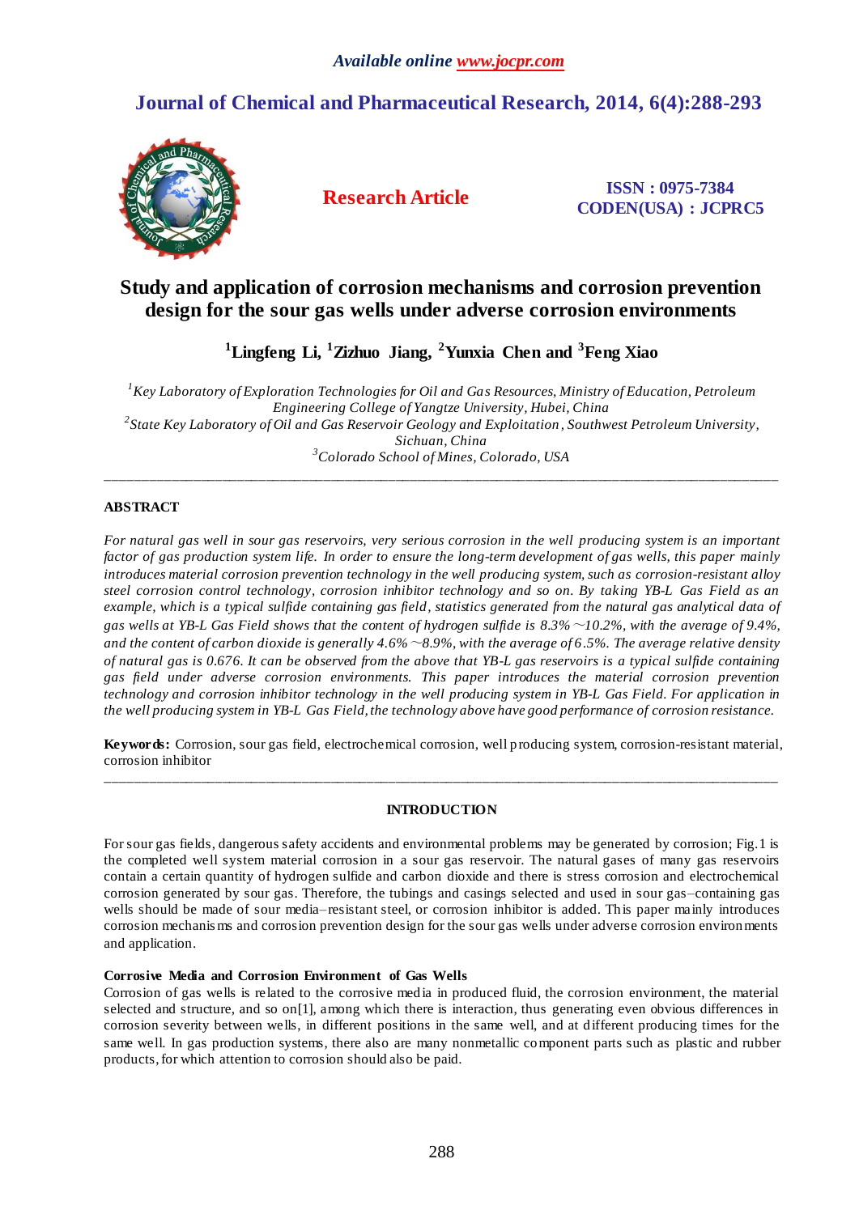Available online www.jocpr.com

# Journal of Chemical and Pharmaceutical Research, 2014, 6(4):288-293

**Research Article**

**ISSN : 0975-7384**
**CODEN(USA) : JCPRC5**

# Study and application of corrosion mechanisms and corrosion prevention design for the sour gas wells under adverse corrosion environments

**[1]Lingfeng Li, [1]Zizhuo Jiang, [2]Yunxia Chen and [3]Feng Xiao**

*[1]Key Laboratory of Exploration Technologies for Oil and Gas Resources, Ministry of Education, Petroleum Engineering College of Yangtze University, Hubei, China*
*[2]State Key Laboratory of Oil and Gas Reservoir Geology and Exploitation, Southwest Petroleum University, Sichuan, China*
*[3]Colorado School of Mines, Colorado, USA*

---

## ABSTRACT

*For natural gas well in sour gas reservoirs, very serious corrosion in the well producing system is an important factor of gas production system life. In order to ensure the long-term development of gas wells, this paper mainly introduces material corrosion prevention technology in the well producing system, such as corrosion-resistant alloy steel corrosion control technology, corrosion inhibitor technology and so on. By taking YB-L Gas Field as an example, which is a typical sulfide containing gas field, statistics generated from the natural gas analytical data of gas wells at YB-L Gas Field shows that the content of hydrogen sulfide is 8.3% ~10.2%, with the average of 9.4%, and the content of carbon dioxide is generally 4.6% ~8.9%, with the average of 6.5%. The average relative density of natural gas is 0.676. It can be observed from the above that YB-L gas reservoirs is a typical sulfide containing gas field under adverse corrosion environments. This paper introduces the material corrosion prevention technology and corrosion inhibitor technology in the well producing system in YB-L Gas Field. For application in the well producing system in YB-L Gas Field, the technology above have good performance of corrosion resistance.*

**Keywords:** Corrosion, sour gas field, electrochemical corrosion, well producing system, corrosion-resistant material, corrosion inhibitor

---

## INTRODUCTION

For sour gas fields, dangerous safety accidents and environmental problems may be generated by corrosion; Fig.1 is the completed well system material corrosion in a sour gas reservoir. The natural gases of many gas reservoirs contain a certain quantity of hydrogen sulfide and carbon dioxide and there is stress corrosion and electrochemical corrosion generated by sour gas. Therefore, the tubings and casings selected and used in sour gas–containing gas wells should be made of sour media–resistant steel, or corrosion inhibitor is added. This paper mainly introduces corrosion mechanisms and corrosion prevention design for the sour gas wells under adverse corrosion environments and application.

### Corrosive Media and Corrosion Environment of Gas Wells

Corrosion of gas wells is related to the corrosive media in produced fluid, the corrosion environment, the material selected and structure, and so on[1], among which there is interaction, thus generating even obvious differences in corrosion severity between wells, in different positions in the same well, and at different producing times for the same well. In gas production systems, there also are many nonmetallic component parts such as plastic and rubber products, for which attention to corrosion should also be paid.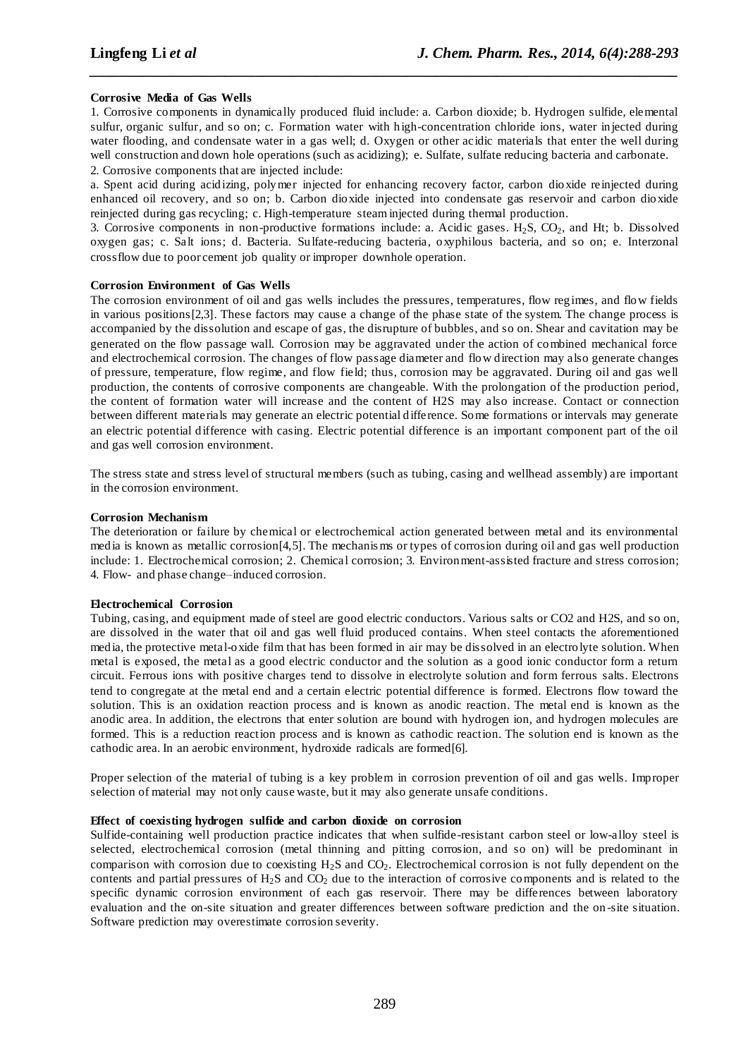**Corrosive Media of Gas Wells**

1. Corrosive components in dynamically produced fluid include: a. Carbon dioxide; b. Hydrogen sulfide, elemental sulfur, organic sulfur, and so on; c. Formation water with high-concentration chloride ions, water injected during water flooding, and condensate water in a gas well; d. Oxygen or other acidic materials that enter the well during well construction and down hole operations (such as acidizing); e. Sulfate, sulfate reducing bacteria and carbonate.

2. Corrosive components that are injected include:

a. Spent acid during acidizing, polymer injected for enhancing recovery factor, carbon dioxide reinjected during enhanced oil recovery, and so on; b. Carbon dioxide injected into condensate gas reservoir and carbon dioxide reinjected during gas recycling; c. High-temperature steam injected during thermal production.

3. Corrosive components in non-productive formations include: a. Acidic gases. $H_2S$, $CO_2$, and Ht; b. Dissolved oxygen gas; c. Salt ions; d. Bacteria. Sulfate-reducing bacteria, oxyphilous bacteria, and so on; e. Interzonal crossflow due to poor cement job quality or improper downhole operation.

**Corrosion Environment of Gas Wells**

The corrosion environment of oil and gas wells includes the pressures, temperatures, flow regimes, and flow fields in various positions[2,3]. These factors may cause a change of the phase state of the system. The change process is accompanied by the dissolution and escape of gas, the disrupture of bubbles, and so on. Shear and cavitation may be generated on the flow passage wall. Corrosion may be aggravated under the action of combined mechanical force and electrochemical corrosion. The changes of flow passage diameter and flow direction may also generate changes of pressure, temperature, flow regime, and flow field; thus, corrosion may be aggravated. During oil and gas well production, the contents of corrosive components are changeable. With the prolongation of the production period, the content of formation water will increase and the content of H2S may also increase. Contact or connection between different materials may generate an electric potential difference. Some formations or intervals may generate an electric potential difference with casing. Electric potential difference is an important component part of the oil and gas well corrosion environment.

The stress state and stress level of structural members (such as tubing, casing and wellhead assembly) are important in the corrosion environment.

**Corrosion Mechanism**

The deterioration or failure by chemical or electrochemical action generated between metal and its environmental media is known as metallic corrosion[4,5]. The mechanisms or types of corrosion during oil and gas well production include: 1. Electrochemical corrosion; 2. Chemical corrosion; 3. Environment-assisted fracture and stress corrosion; 4. Flow- and phase change–induced corrosion.

**Electrochemical Corrosion**

Tubing, casing, and equipment made of steel are good electric conductors. Various salts or CO2 and H2S, and so on, are dissolved in the water that oil and gas well fluid produced contains. When steel contacts the aforementioned media, the protective metal-oxide film that has been formed in air may be dissolved in an electrolyte solution. When metal is exposed, the metal as a good electric conductor and the solution as a good ionic conductor form a return circuit. Ferrous ions with positive charges tend to dissolve in electrolyte solution and form ferrous salts. Electrons tend to congregate at the metal end and a certain electric potential difference is formed. Electrons flow toward the solution. This is an oxidation reaction process and is known as anodic reaction. The metal end is known as the anodic area. In addition, the electrons that enter solution are bound with hydrogen ion, and hydrogen molecules are formed. This is a reduction reaction process and is known as cathodic reaction. The solution end is known as the cathodic area. In an aerobic environment, hydroxide radicals are formed[6].

Proper selection of the material of tubing is a key problem in corrosion prevention of oil and gas wells. Improper selection of material may not only cause waste, but it may also generate unsafe conditions.

**Effect of coexisting hydrogen sulfide and carbon dioxide on corrosion**

Sulfide-containing well production practice indicates that when sulfide-resistant carbon steel or low-alloy steel is selected, electrochemical corrosion (metal thinning and pitting corrosion, and so on) will be predominant in comparison with corrosion due to coexisting $H_2S$ and $CO_2$. Electrochemical corrosion is not fully dependent on the contents and partial pressures of $H_2S$ and $CO_2$ due to the interaction of corrosive components and is related to the specific dynamic corrosion environment of each gas reservoir. There may be differences between laboratory evaluation and the on-site situation and greater differences between software prediction and the on-site situation. Software prediction may overestimate corrosion severity.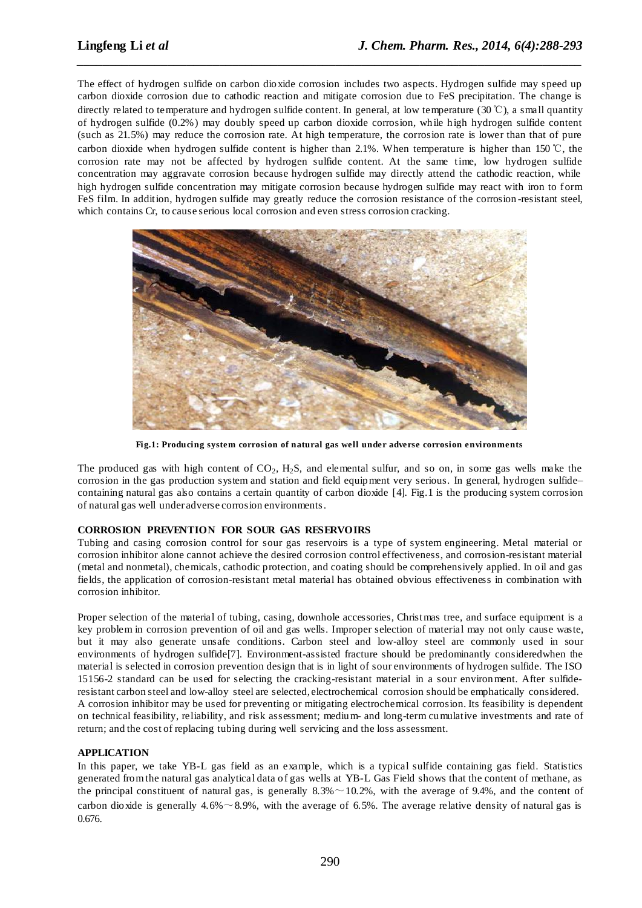The effect of hydrogen sulfide on carbon dioxide corrosion includes two aspects. Hydrogen sulfide may speed up carbon dioxide corrosion due to cathodic reaction and mitigate corrosion due to FeS precipitation. The change is directly related to temperature and hydrogen sulfide content. In general, at low temperature (30℃), a small quantity of hydrogen sulfide (0.2%) may doubly speed up carbon dioxide corrosion, while high hydrogen sulfide content (such as 21.5%) may reduce the corrosion rate. At high temperature, the corrosion rate is lower than that of pure carbon dioxide when hydrogen sulfide content is higher than 2.1%. When temperature is higher than 150℃, the corrosion rate may not be affected by hydrogen sulfide content. At the same time, low hydrogen sulfide concentration may aggravate corrosion because hydrogen sulfide may directly attend the cathodic reaction, while high hydrogen sulfide concentration may mitigate corrosion because hydrogen sulfide may react with iron to form FeS film. In addition, hydrogen sulfide may greatly reduce the corrosion resistance of the corrosion-resistant steel, which contains Cr, to cause serious local corrosion and even stress corrosion cracking.

**Fig.1: Producing system corrosion of natural gas well under adverse corrosion environments**

The produced gas with high content of $CO_2$, $H_2S$, and elemental sulfur, and so on, in some gas wells make the corrosion in the gas production system and station and field equipment very serious. In general, hydrogen sulfide–containing natural gas also contains a certain quantity of carbon dioxide [4]. Fig.1 is the producing system corrosion of natural gas well under adverse corrosion environments.

## CORROSION PREVENTION FOR SOUR GAS RESERVOIRS

Tubing and casing corrosion control for sour gas reservoirs is a type of system engineering. Metal material or corrosion inhibitor alone cannot achieve the desired corrosion control effectiveness, and corrosion-resistant material (metal and nonmetal), chemicals, cathodic protection, and coating should be comprehensively applied. In oil and gas fields, the application of corrosion-resistant metal material has obtained obvious effectiveness in combination with corrosion inhibitor.

Proper selection of the material of tubing, casing, downhole accessories, Christmas tree, and surface equipment is a key problem in corrosion prevention of oil and gas wells. Improper selection of material may not only cause waste, but it may also generate unsafe conditions. Carbon steel and low-alloy steel are commonly used in sour environments of hydrogen sulfide[7]. Environment-assisted fracture should be predominantly consideredwhen the material is selected in corrosion prevention design that is in light of sour environments of hydrogen sulfide. The ISO 15156-2 standard can be used for selecting the cracking-resistant material in a sour environment. After sulfide-resistant carbon steel and low-alloy steel are selected, electrochemical corrosion should be emphatically considered. A corrosion inhibitor may be used for preventing or mitigating electrochemical corrosion. Its feasibility is dependent on technical feasibility, reliability, and risk assessment; medium- and long-term cumulative investments and rate of return; and the cost of replacing tubing during well servicing and the loss assessment.

## APPLICATION

In this paper, we take YB-L gas field as an example, which is a typical sulfide containing gas field. Statistics generated from the natural gas analytical data of gas wells at YB-L Gas Field shows that the content of methane, as the principal constituent of natural gas, is generally 8.3%～10.2%, with the average of 9.4%, and the content of carbon dioxide is generally 4.6%～8.9%, with the average of 6.5%. The average relative density of natural gas is 0.676.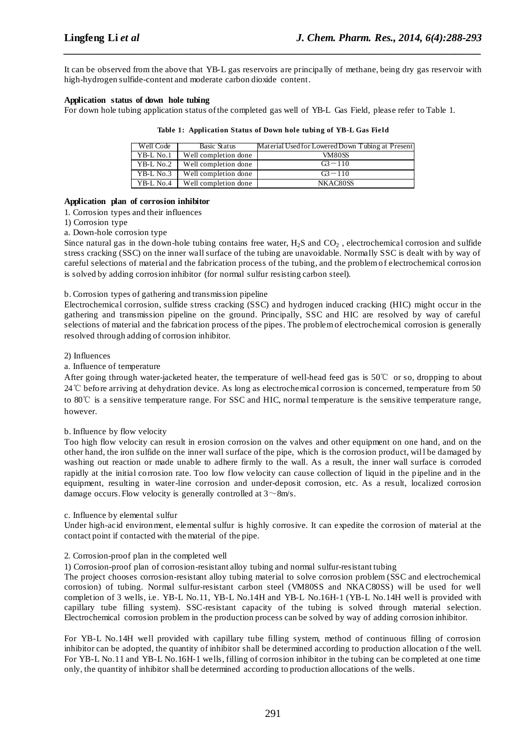It can be observed from the above that YB-L gas reservoirs are principally of methane, being dry gas reservoir with high-hydrogen sulfide-content and moderate carbon dioxide content.

**Application status of down hole tubing**

For down hole tubing application status of the completed gas well of YB-L Gas Field, please refer to Table 1.

**Table 1: Application Status of Down hole tubing of YB-L Gas Field**

| Well Code | Basic Status | Material Used for Lowered Down Tubing at Present |
|---|---|---|
| YB-L No.1 | Well completion done | VM80SS |
| YB-L No.2 | Well completion done | G3－110 |
| YB-L No.3 | Well completion done | G3－110 |
| YB-L No.4 | Well completion done | NKAC80SS |

**Application plan of corrosion inhibitor**

1. Corrosion types and their influences

1) Corrosion type

a. Down-hole corrosion type

Since natural gas in the down-hole tubing contains free water, $H_2S$ and $CO_2$ , electrochemical corrosion and sulfide stress cracking (SSC) on the inner wall surface of the tubing are unavoidable. Normally SSC is dealt with by way of careful selections of material and the fabrication process of the tubing, and the problem of electrochemical corrosion is solved by adding corrosion inhibitor (for normal sulfur resisting carbon steel).

b. Corrosion types of gathering and transmission pipeline

Electrochemical corrosion, sulfide stress cracking (SSC) and hydrogen induced cracking (HIC) might occur in the gathering and transmission pipeline on the ground. Principally, SSC and HIC are resolved by way of careful selections of material and the fabrication process of the pipes. The problem of electrochemical corrosion is generally resolved through adding of corrosion inhibitor.

2) Influences

a. Influence of temperature

After going through water-jacketed heater, the temperature of well-head feed gas is 50℃ or so, dropping to about 24℃ before arriving at dehydration device. As long as electrochemical corrosion is concerned, temperature from 50 to 80℃ is a sensitive temperature range. For SSC and HIC, normal temperature is the sensitive temperature range, however.

b. Influence by flow velocity

Too high flow velocity can result in erosion corrosion on the valves and other equipment on one hand, and on the other hand, the iron sulfide on the inner wall surface of the pipe, which is the corrosion product, will be damaged by washing out reaction or made unable to adhere firmly to the wall. As a result, the inner wall surface is corroded rapidly at the initial corrosion rate. Too low flow velocity can cause collection of liquid in the pipeline and in the equipment, resulting in water-line corrosion and under-deposit corrosion, etc. As a result, localized corrosion damage occurs. Flow velocity is generally controlled at 3～8m/s.

c. Influence by elemental sulfur

Under high-acid environment, elemental sulfur is highly corrosive. It can expedite the corrosion of material at the contact point if contacted with the material of the pipe.

2. Corrosion-proof plan in the completed well

1) Corrosion-proof plan of corrosion-resistant alloy tubing and normal sulfur-resistant tubing

The project chooses corrosion-resistant alloy tubing material to solve corrosion problem (SSC and electrochemical corrosion) of tubing. Normal sulfur-resistant carbon steel (VM80SS and NKAC80SS) will be used for well completion of 3 wells, i.e. YB-L No.11, YB-L No.14H and YB-L No.16H-1 (YB-L No.14H well is provided with capillary tube filling system). SSC-resistant capacity of the tubing is solved through material selection. Electrochemical corrosion problem in the production process can be solved by way of adding corrosion inhibitor.

For YB-L No.14H well provided with capillary tube filling system, method of continuous filling of corrosion inhibitor can be adopted, the quantity of inhibitor shall be determined according to production allocation of the well. For YB-L No.11 and YB-L No.16H-1 wells, filling of corrosion inhibitor in the tubing can be completed at one time only, the quantity of inhibitor shall be determined according to production allocations of the wells.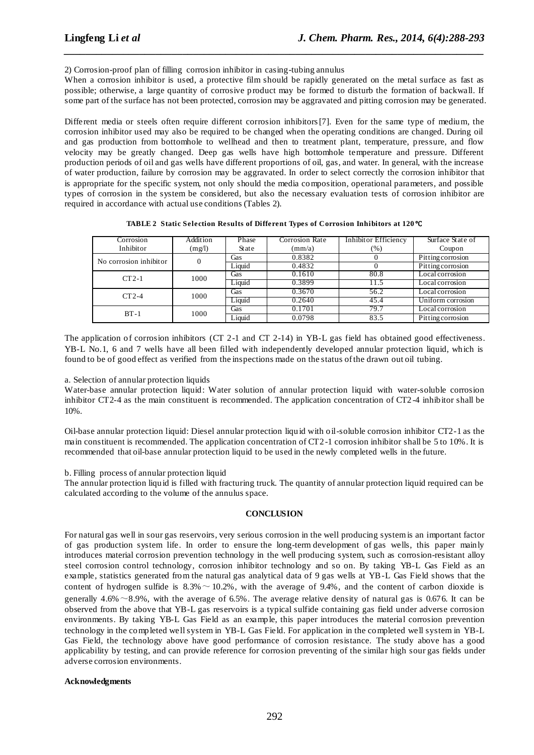2) Corrosion-proof plan of filling corrosion inhibitor in casing-tubing annulus

When a corrosion inhibitor is used, a protective film should be rapidly generated on the metal surface as fast as possible; otherwise, a large quantity of corrosive product may be formed to disturb the formation of backwall. If some part of the surface has not been protected, corrosion may be aggravated and pitting corrosion may be generated.

Different media or steels often require different corrosion inhibitors[7]. Even for the same type of medium, the corrosion inhibitor used may also be required to be changed when the operating conditions are changed. During oil and gas production from bottomhole to wellhead and then to treatment plant, temperature, pressure, and flow velocity may be greatly changed. Deep gas wells have high bottomhole temperature and pressure. Different production periods of oil and gas wells have different proportions of oil, gas, and water. In general, with the increase of water production, failure by corrosion may be aggravated. In order to select correctly the corrosion inhibitor that is appropriate for the specific system, not only should the media composition, operational parameters, and possible types of corrosion in the system be considered, but also the necessary evaluation tests of corrosion inhibitor are required in accordance with actual use conditions (Tables 2).

**TABLE 2 Static Selection Results of Different Types of Corrosion Inhibitors at 120℃**

| Corrosion Inhibitor | Addition (mg/l) | Phase State | Corrosion Rate (mm/a) | Inhibitor Efficiency (%) | Surface State of Coupon |
|---|---|---|---|---|---|
| No corrosion inhibitor | 0 | Gas | 0.8382 | 0 | Pitting corrosion |
| | | Liquid | 0.4832 | 0 | Pitting corrosion |
| CT2-1 | 1000 | Gas | 0.1610 | 80.8 | Local corrosion |
| | | Liquid | 0.3899 | 11.5 | Local corrosion |
| CT2-4 | 1000 | Gas | 0.3670 | 56.2 | Local corrosion |
| | | Liquid | 0.2640 | 45.4 | Uniform corrosion |
| BT-1 | 1000 | Gas | 0.1701 | 79.7 | Local corrosion |
| | | Liquid | 0.0798 | 83.5 | Pitting corrosion |

The application of corrosion inhibitors (CT 2-1 and CT 2-14) in YB-L gas field has obtained good effectiveness. YB-L No.1, 6 and 7 wells have all been filled with independently developed annular protection liquid, which is found to be of good effect as verified from the inspections made on the status of the drawn out oil tubing.

a. Selection of annular protection liquids

Water-base annular protection liquid: Water solution of annular protection liquid with water-soluble corrosion inhibitor CT2-4 as the main constituent is recommended. The application concentration of CT2-4 inhibitor shall be 10%.

Oil-base annular protection liquid: Diesel annular protection liquid with oil-soluble corrosion inhibitor CT2-1 as the main constituent is recommended. The application concentration of CT2-1 corrosion inhibitor shall be 5 to 10%. It is recommended that oil-base annular protection liquid to be used in the newly completed wells in the future.

b. Filling process of annular protection liquid

The annular protection liquid is filled with fracturing truck. The quantity of annular protection liquid required can be calculated according to the volume of the annulus space.

## CONCLUSION

For natural gas well in sour gas reservoirs, very serious corrosion in the well producing system is an important factor of gas production system life. In order to ensure the long-term development of gas wells, this paper mainly introduces material corrosion prevention technology in the well producing system, such as corrosion-resistant alloy steel corrosion control technology, corrosion inhibitor technology and so on. By taking YB-L Gas Field as an example, statistics generated from the natural gas analytical data of 9 gas wells at YB-L Gas Field shows that the content of hydrogen sulfide is 8.3%～10.2%, with the average of 9.4%, and the content of carbon dioxide is generally 4.6%～8.9%, with the average of 6.5%. The average relative density of natural gas is 0.676. It can be observed from the above that YB-L gas reservoirs is a typical sulfide containing gas field under adverse corrosion environments. By taking YB-L Gas Field as an example, this paper introduces the material corrosion prevention technology in the completed well system in YB-L Gas Field. For application in the completed well system in YB-L Gas Field, the technology above have good performance of corrosion resistance. The study above has a good applicability by testing, and can provide reference for corrosion preventing of the similar high sour gas fields under adverse corrosion environments.

**Acknowledgments**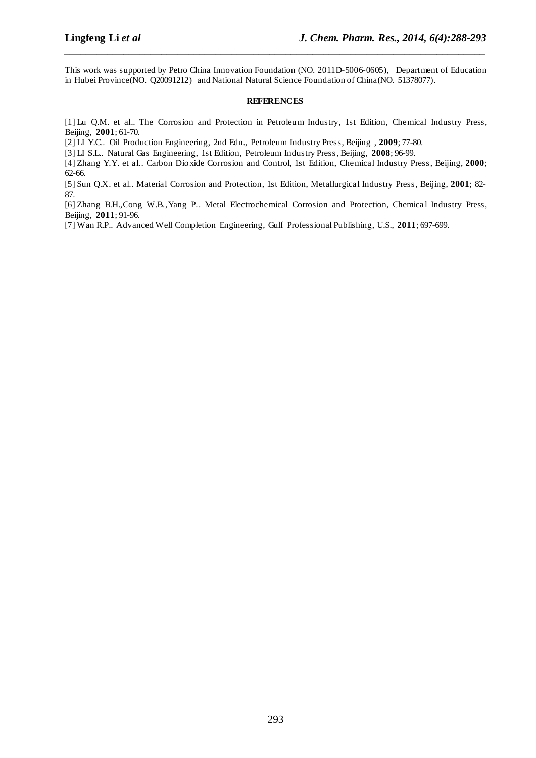This work was supported by Petro China Innovation Foundation (NO. 2011D-5006-0605), Department of Education in Hubei Province(NO. Q20091212) and National Natural Science Foundation of China(NO. 51378077).

## REFERENCES

[1] Lu Q.M. et al.. The Corrosion and Protection in Petroleum Industry, 1st Edition, Chemical Industry Press, Beijing, **2001**; 61-70.

[2] LI Y.C.. Oil Production Engineering, 2nd Edn., Petroleum Industry Press, Beijing , **2009**; 77-80.

[3] LI S.L.. Natural Gas Engineering, 1st Edition, Petroleum Industry Press, Beijing, **2008**; 96-99.

[4] Zhang Y.Y. et al.. Carbon Dioxide Corrosion and Control, 1st Edition, Chemical Industry Press, Beijing, **2000**; 62-66.

[5] Sun Q.X. et al.. Material Corrosion and Protection, 1st Edition, Metallurgical Industry Press, Beijing, **2001**; 82-87.

[6] Zhang B.H.,Cong W.B.,Yang P.. Metal Electrochemical Corrosion and Protection, Chemical Industry Press, Beijing, **2011**; 91-96.

[7] Wan R.P.. Advanced Well Completion Engineering, Gulf Professional Publishing, U.S., **2011**; 697-699.